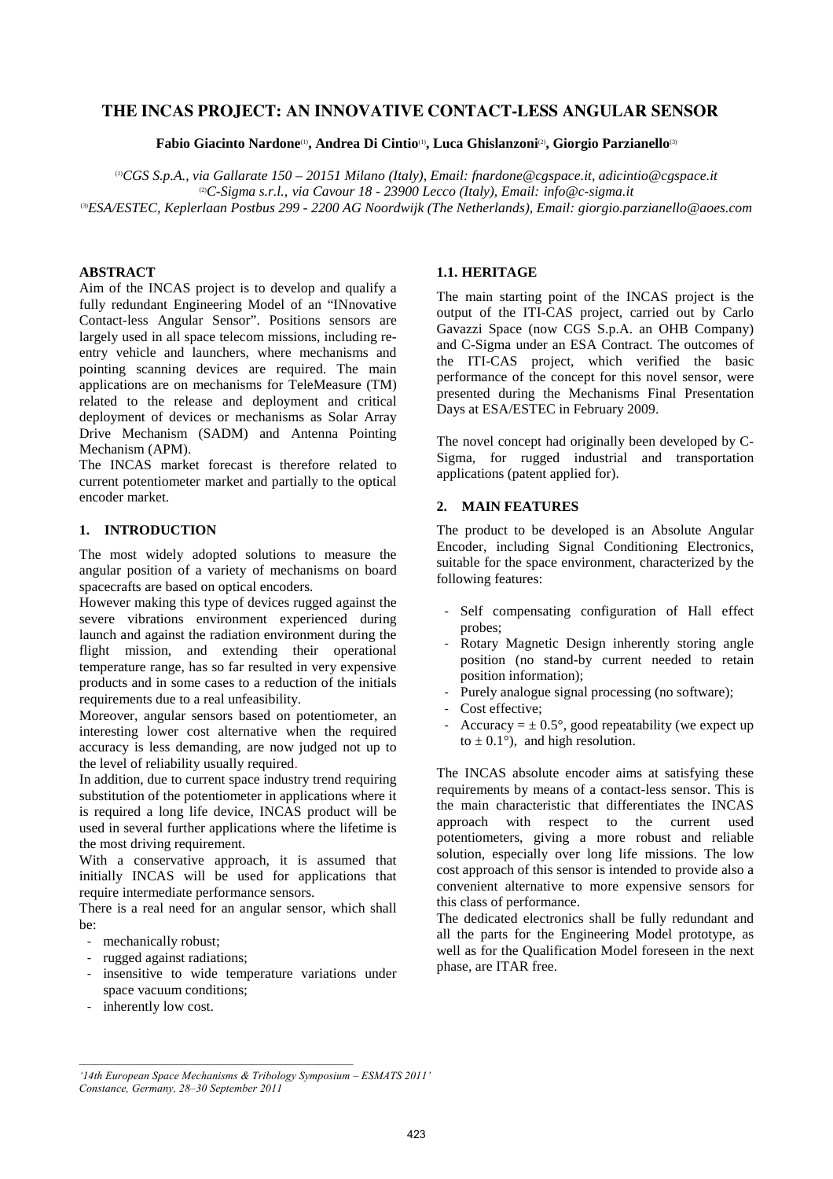# THE INCAS PROJECT: AN INNOVATIVE CONTACT-LESS ANGULAR SENSOR

**Fabio Giacinto Nardone**[(1)]**, Andrea Di Cintio**[(1)]**, Luca Ghislanzoni**[(2)]**, Giorgio Parzianello**[(3)]

[(1)]*CGS S.p.A., via Gallarate 150 – 20151 Milano (Italy), Email: fnardone@cgspace.it, adicintio@cgspace.it*
[(2)]*C-Sigma s.r.l., via Cavour 18 - 23900 Lecco (Italy), Email: info@c-sigma.it*
[(3)]*ESA/ESTEC, Keplerlaan Postbus 299 - 2200 AG Noordwijk (The Netherlands), Email: giorgio.parzianello@aoes.com*

## ABSTRACT

Aim of the INCAS project is to develop and qualify a fully redundant Engineering Model of an "INnovative Contact-less Angular Sensor". Positions sensors are largely used in all space telecom missions, including re-entry vehicle and launchers, where mechanisms and pointing scanning devices are required. The main applications are on mechanisms for TeleMeasure (TM) related to the release and deployment and critical deployment of devices or mechanisms as Solar Array Drive Mechanism (SADM) and Antenna Pointing Mechanism (APM).

The INCAS market forecast is therefore related to current potentiometer market and partially to the optical encoder market.

## 1. INTRODUCTION

The most widely adopted solutions to measure the angular position of a variety of mechanisms on board spacecrafts are based on optical encoders.

However making this type of devices rugged against the severe vibrations environment experienced during launch and against the radiation environment during the flight mission, and extending their operational temperature range, has so far resulted in very expensive products and in some cases to a reduction of the initials requirements due to a real unfeasibility.

Moreover, angular sensors based on potentiometer, an interesting lower cost alternative when the required accuracy is less demanding, are now judged not up to the level of reliability usually required.

In addition, due to current space industry trend requiring substitution of the potentiometer in applications where it is required a long life device, INCAS product will be used in several further applications where the lifetime is the most driving requirement.

With a conservative approach, it is assumed that initially INCAS will be used for applications that require intermediate performance sensors.

There is a real need for an angular sensor, which shall be:

- mechanically robust;
- rugged against radiations;
- insensitive to wide temperature variations under space vacuum conditions;
- inherently low cost.

### 1.1. HERITAGE

The main starting point of the INCAS project is the output of the ITI-CAS project, carried out by Carlo Gavazzi Space (now CGS S.p.A. an OHB Company) and C-Sigma under an ESA Contract. The outcomes of the ITI-CAS project, which verified the basic performance of the concept for this novel sensor, were presented during the Mechanisms Final Presentation Days at ESA/ESTEC in February 2009.

The novel concept had originally been developed by C-Sigma, for rugged industrial and transportation applications (patent applied for).

## 2. MAIN FEATURES

The product to be developed is an Absolute Angular Encoder, including Signal Conditioning Electronics, suitable for the space environment, characterized by the following features:

- Self compensating configuration of Hall effect probes;
- Rotary Magnetic Design inherently storing angle position (no stand-by current needed to retain position information);
- Purely analogue signal processing (no software);
- Cost effective;
- Accuracy = ± 0.5°, good repeatability (we expect up to ± 0.1°), and high resolution.

The INCAS absolute encoder aims at satisfying these requirements by means of a contact-less sensor. This is the main characteristic that differentiates the INCAS approach with respect to the current used potentiometers, giving a more robust and reliable solution, especially over long life missions. The low cost approach of this sensor is intended to provide also a convenient alternative to more expensive sensors for this class of performance.

The dedicated electronics shall be fully redundant and all the parts for the Engineering Model prototype, as well as for the Qualification Model foreseen in the next phase, are ITAR free.

*'14th European Space Mechanisms & Tribology Symposium – ESMATS 2011'*
*Constance, Germany, 28–30 September 2011*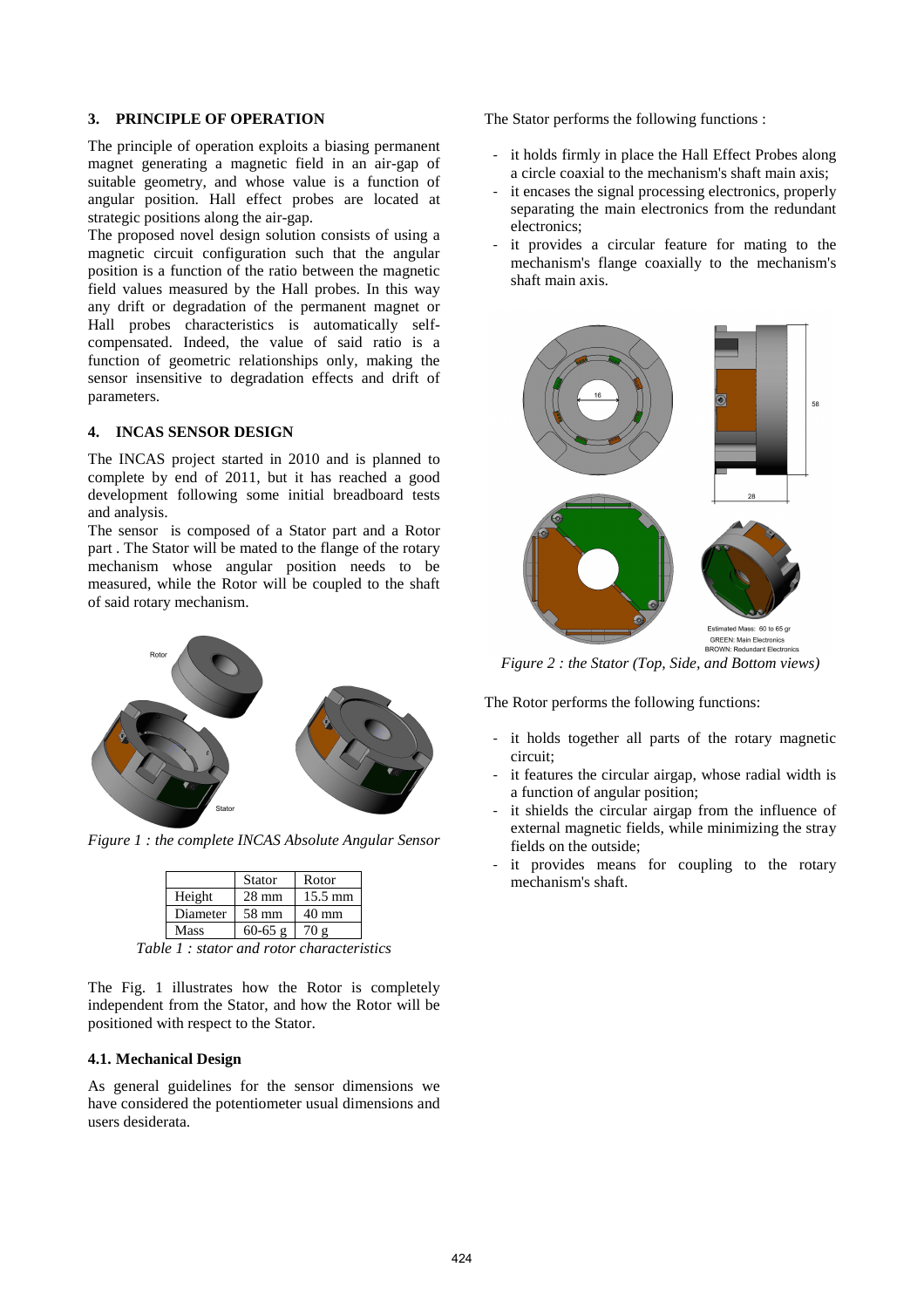## 3. PRINCIPLE OF OPERATION

The principle of operation exploits a biasing permanent magnet generating a magnetic field in an air-gap of suitable geometry, and whose value is a function of angular position. Hall effect probes are located at strategic positions along the air-gap.

The proposed novel design solution consists of using a magnetic circuit configuration such that the angular position is a function of the ratio between the magnetic field values measured by the Hall probes. In this way any drift or degradation of the permanent magnet or Hall probes characteristics is automatically self-compensated. Indeed, the value of said ratio is a function of geometric relationships only, making the sensor insensitive to degradation effects and drift of parameters.

## 4. INCAS SENSOR DESIGN

The INCAS project started in 2010 and is planned to complete by end of 2011, but it has reached a good development following some initial breadboard tests and analysis.

The sensor is composed of a Stator part and a Rotor part . The Stator will be mated to the flange of the rotary mechanism whose angular position needs to be measured, while the Rotor will be coupled to the shaft of said rotary mechanism.

*Figure 1 : the complete INCAS Absolute Angular Sensor*

| | Stator | Rotor |
|---|---|---|
| Height | 28 mm | 15.5 mm |
| Diameter | 58 mm | 40 mm |
| Mass | 60-65 g | 70 g |

*Table 1 : stator and rotor characteristics*

The Fig. 1 illustrates how the Rotor is completely independent from the Stator, and how the Rotor will be positioned with respect to the Stator.

### 4.1. Mechanical Design

As general guidelines for the sensor dimensions we have considered the potentiometer usual dimensions and users desiderata.

The Stator performs the following functions :

- it holds firmly in place the Hall Effect Probes along a circle coaxial to the mechanism's shaft main axis;
- it encases the signal processing electronics, properly separating the main electronics from the redundant electronics;
- it provides a circular feature for mating to the mechanism's flange coaxially to the mechanism's shaft main axis.

*Figure 2 : the Stator (Top, Side, and Bottom views)*

The Rotor performs the following functions:

- it holds together all parts of the rotary magnetic circuit;
- it features the circular airgap, whose radial width is a function of angular position;
- it shields the circular airgap from the influence of external magnetic fields, while minimizing the stray fields on the outside;
- it provides means for coupling to the rotary mechanism's shaft.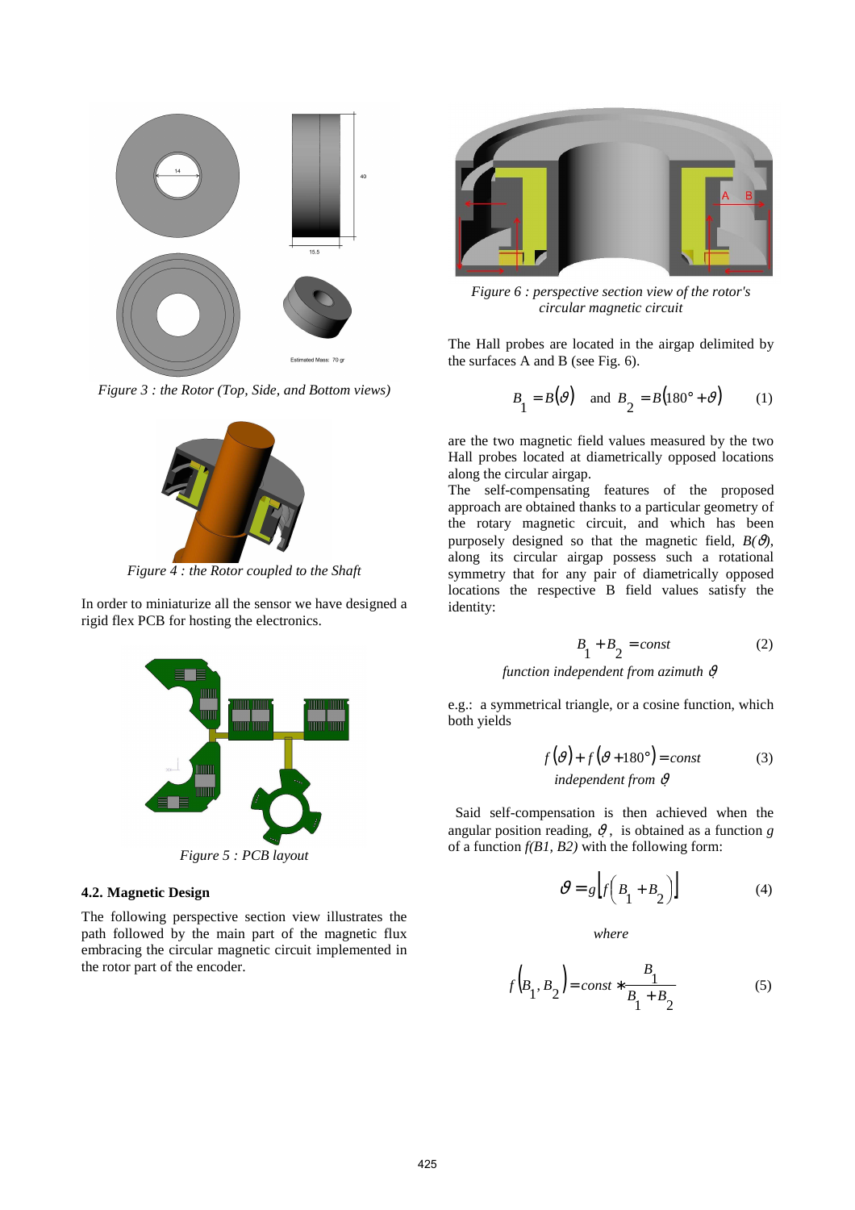Figure 3 : the Rotor (Top, Side, and Bottom views)

Figure 4 : the Rotor coupled to the Shaft

In order to miniaturize all the sensor we have designed a rigid flex PCB for hosting the electronics.

Figure 5 : PCB layout

### 4.2. Magnetic Design

The following perspective section view illustrates the path followed by the main part of the magnetic flux embracing the circular magnetic circuit implemented in the rotor part of the encoder.

*Figure 6 : perspective section view of the rotor's circular magnetic circuit*

The Hall probes are located in the airgap delimited by the surfaces A and B (see Fig. 6).

$$B_1 = B(\vartheta) \quad \text{and} \quad B_2 = B(180° + \vartheta) \qquad (1)$$

are the two magnetic field values measured by the two Hall probes located at diametrically opposed locations along the circular airgap.

The self-compensating features of the proposed approach are obtained thanks to a particular geometry of the rotary magnetic circuit, and which has been purposely designed so that the magnetic field, $B(\vartheta)$, along its circular airgap possess such a rotational symmetry that for any pair of diametrically opposed locations the respective B field values satisfy the identity:

$$B_1 + B_2 = const \qquad (2)$$

*function independent from azimuth* $\vartheta$

e.g.: a symmetrical triangle, or a cosine function, which both yields

$$f(\vartheta) + f(\vartheta + 180°) = const \qquad (3)$$

*independent from* $\vartheta$

Said self-compensation is then achieved when the angular position reading, $\vartheta$, is obtained as a function $g$ of a function $f(B1, B2)$ with the following form:

$$\vartheta = g\left[f\left(B_1 + B_2\right)\right] \qquad (4)$$

*where*

$$f\left(B_1, B_2\right) = const * \frac{B_1}{B_1 + B_2} \qquad (5)$$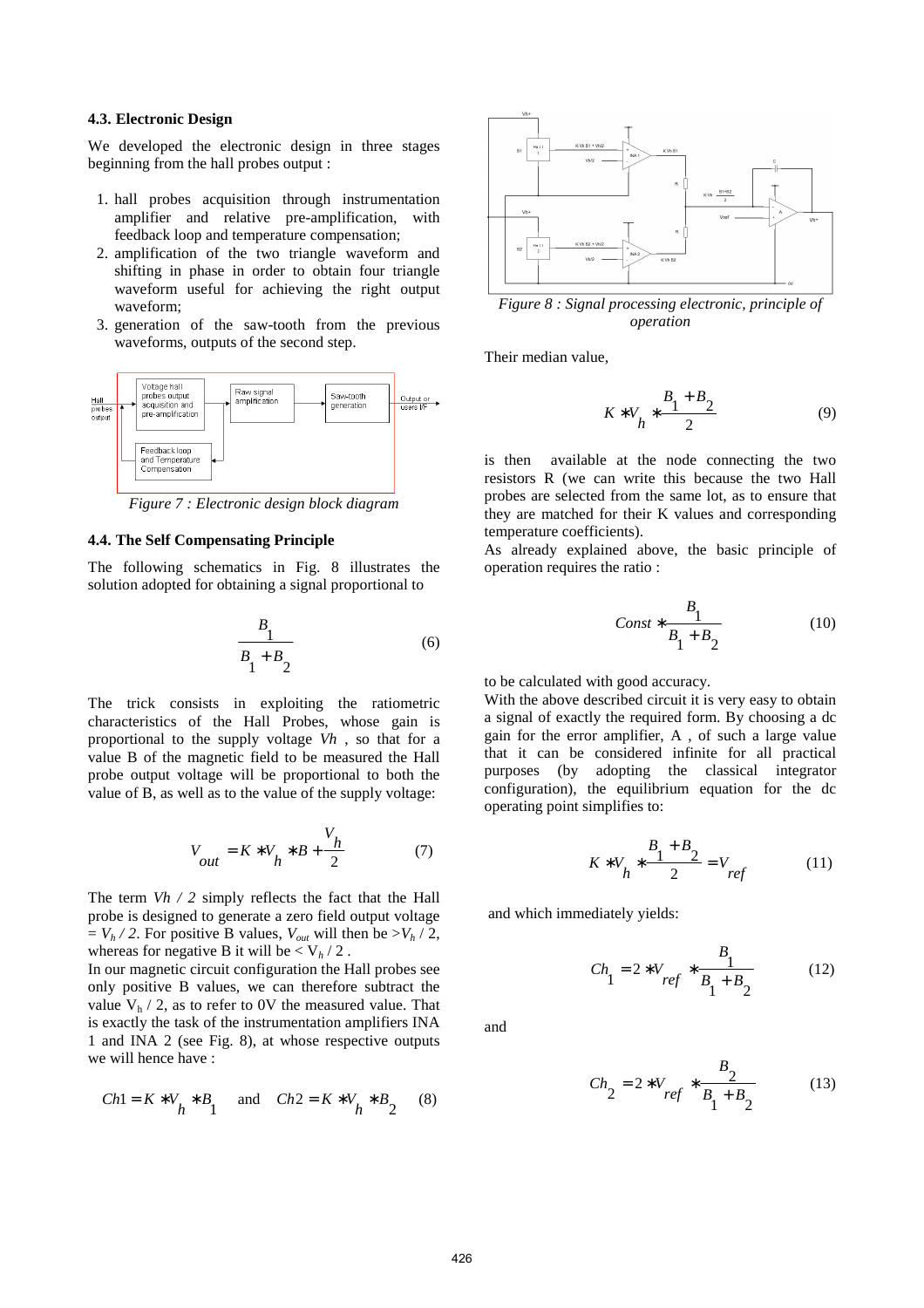### 4.3. Electronic Design

We developed the electronic design in three stages beginning from the hall probes output :

1. hall probes acquisition through instrumentation amplifier and relative pre-amplification, with feedback loop and temperature compensation;
2. amplification of the two triangle waveform and shifting in phase in order to obtain four triangle waveform useful for achieving the right output waveform;
3. generation of the saw-tooth from the previous waveforms, outputs of the second step.

*Figure 7 : Electronic design block diagram*

### 4.4. The Self Compensating Principle

The following schematics in Fig. 8 illustrates the solution adopted for obtaining a signal proportional to

$$\frac{B_1}{B_1 + B_2} \tag{6}$$

The trick consists in exploiting the ratiometric characteristics of the Hall Probes, whose gain is proportional to the supply voltage *Vh* , so that for a value B of the magnetic field to be measured the Hall probe output voltage will be proportional to both the value of B, as well as to the value of the supply voltage:

$$V_{out} = K * V_h * B + \frac{V_h}{2} \tag{7}$$

The term *Vh / 2* simply reflects the fact that the Hall probe is designed to generate a zero field output voltage $= V_h / 2$. For positive B values, $V_{out}$ will then be $> V_h / 2$, whereas for negative B it will be $< V_h / 2$ .

In our magnetic circuit configuration the Hall probes see only positive B values, we can therefore subtract the value $V_h / 2$, as to refer to 0V the measured value. That is exactly the task of the instrumentation amplifiers INA 1 and INA 2 (see Fig. 8), at whose respective outputs we will hence have :

$$Ch1 = K * V_h * B_1 \quad \text{and} \quad Ch2 = K * V_h * B_2 \tag{8}$$

*Figure 8 : Signal processing electronic, principle of operation*

Their median value,

$$K * V_h * \frac{B_1 + B_2}{2} \tag{9}$$

is then available at the node connecting the two resistors R (we can write this because the two Hall probes are selected from the same lot, as to ensure that they are matched for their K values and corresponding temperature coefficients).

As already explained above, the basic principle of operation requires the ratio :

$$Const * \frac{B_1}{B_1 + B_2} \tag{10}$$

to be calculated with good accuracy.

With the above described circuit it is very easy to obtain a signal of exactly the required form. By choosing a dc gain for the error amplifier, A , of such a large value that it can be considered infinite for all practical purposes (by adopting the classical integrator configuration), the equilibrium equation for the dc operating point simplifies to:

$$K * V_h * \frac{B_1 + B_2}{2} = V_{ref} \tag{11}$$

and which immediately yields:

$$Ch_1 = 2 * V_{ref} * \frac{B_1}{B_1 + B_2} \tag{12}$$

and

$$Ch_2 = 2 * V_{ref} * \frac{B_2}{B_1 + B_2} \tag{13}$$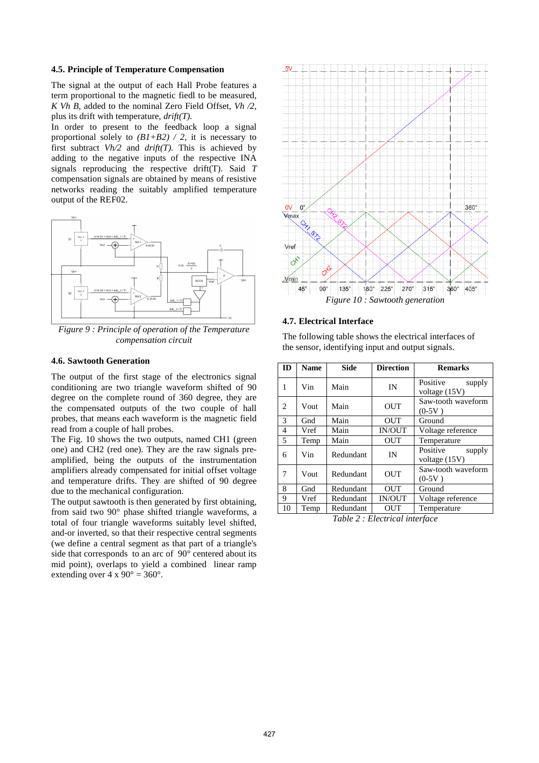### 4.5. Principle of Temperature Compensation

The signal at the output of each Hall Probe features a term proportional to the magnetic fiedl to be measured, *K Vh B*, added to the nominal Zero Field Offset, *Vh /2*, plus its drift with temperature, *drift(T).*

In order to present to the feedback loop a signal proportional solely to *(B1+B2) / 2*, it is necessary to first subtract *Vh/2* and *drift(T).* This is achieved by adding to the negative inputs of the respective INA signals reproducing the respective drift(T). Said *T* compensation signals are obtained by means of resistive networks reading the suitably amplified temperature output of the REF02.

*Figure 9 : Principle of operation of the Temperature compensation circuit*

### 4.6. Sawtooth Generation

The output of the first stage of the electronics signal conditioning are two triangle waveform shifted of 90 degree on the complete round of 360 degree, they are the compensated outputs of the two couple of hall probes, that means each waveform is the magnetic field read from a couple of hall probes.

The Fig. 10 shows the two outputs, named CH1 (green one) and CH2 (red one). They are the raw signals pre-amplified, being the outputs of the instrumentation amplifiers already compensated for initial offset voltage and temperature drifts. They are shifted of 90 degree due to the mechanical configuration.

The output sawtooth is then generated by first obtaining, from said two 90° phase shifted triangle waveforms, a total of four triangle waveforms suitably level shifted, and-or inverted, so that their respective central segments (we define a central segment as that part of a triangle's side that corresponds to an arc of 90° centered about its mid point), overlaps to yield a combined linear ramp extending over 4 x 90° = 360°.

*Figure 10 : Sawtooth generation*

### 4.7. Electrical Interface

The following table shows the electrical interfaces of the sensor, identifying input and output signals.

| ID | Name | Side | Direction | Remarks |
|---|---|---|---|---|
| 1 | Vin | Main | IN | Positive supply voltage (15V) |
| 2 | Vout | Main | OUT | Saw-tooth waveform (0-5V ) |
| 3 | Gnd | Main | OUT | Ground |
| 4 | Vref | Main | IN/OUT | Voltage reference |
| 5 | Temp | Main | OUT | Temperature |
| 6 | Vin | Redundant | IN | Positive supply voltage (15V) |
| 7 | Vout | Redundant | OUT | Saw-tooth waveform (0-5V ) |
| 8 | Gnd | Redundant | OUT | Ground |
| 9 | Vref | Redundant | IN/OUT | Voltage reference |
| 10 | Temp | Redundant | OUT | Temperature |

*Table 2 : Electrical interface*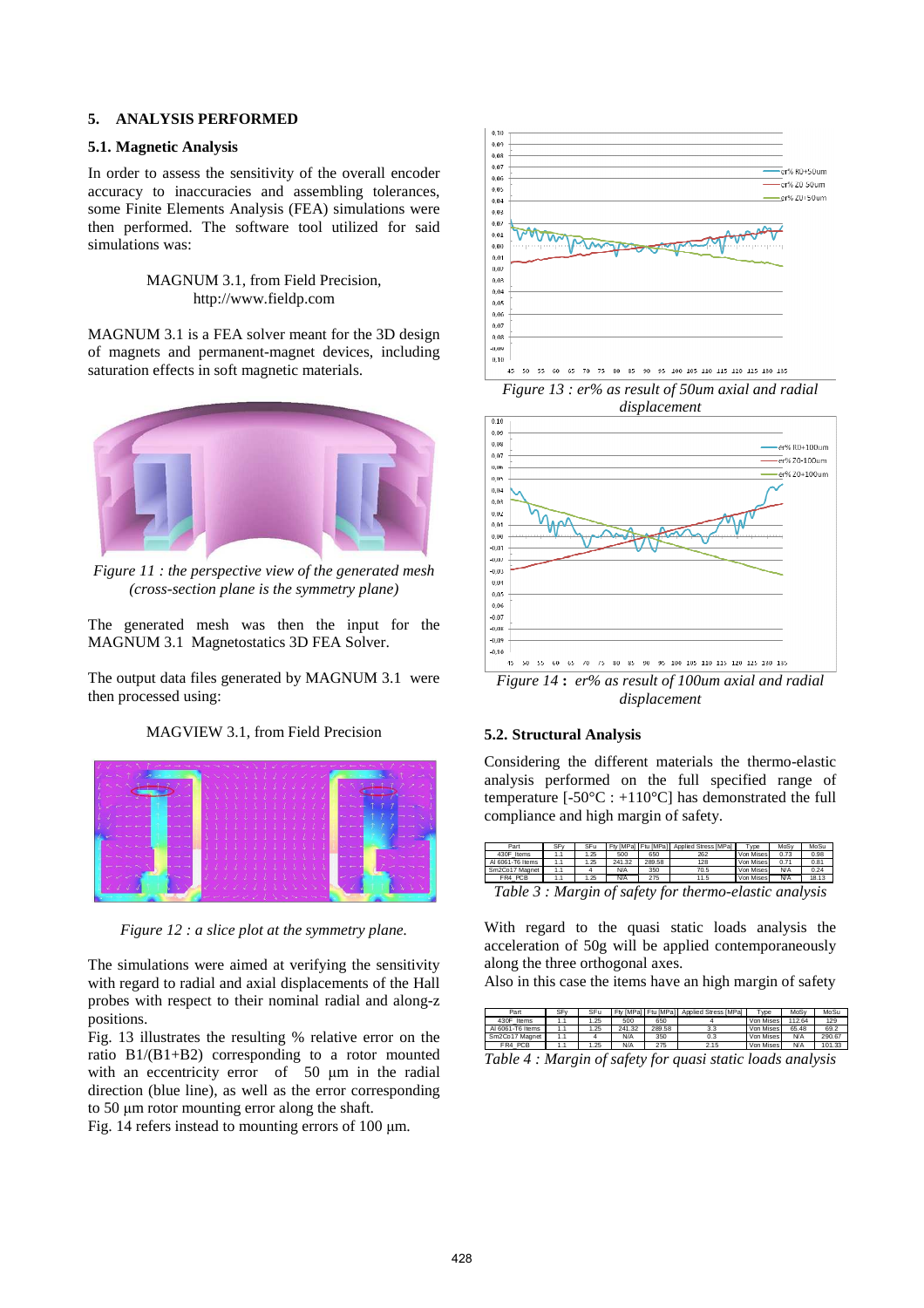## 5. ANALYSIS PERFORMED

### 5.1. Magnetic Analysis

In order to assess the sensitivity of the overall encoder accuracy to inaccuracies and assembling tolerances, some Finite Elements Analysis (FEA) simulations were then performed. The software tool utilized for said simulations was:

MAGNUM 3.1, from Field Precision,
http://www.fieldp.com

MAGNUM 3.1 is a FEA solver meant for the 3D design of magnets and permanent-magnet devices, including saturation effects in soft magnetic materials.

*Figure 11 : the perspective view of the generated mesh (cross-section plane is the symmetry plane)*

The generated mesh was then the input for the MAGNUM 3.1 Magnetostatics 3D FEA Solver.

The output data files generated by MAGNUM 3.1 were then processed using:

MAGVIEW 3.1, from Field Precision

*Figure 12 : a slice plot at the symmetry plane.*

The simulations were aimed at verifying the sensitivity with regard to radial and axial displacements of the Hall probes with respect to their nominal radial and along-z positions.

Fig. 13 illustrates the resulting % relative error on the ratio B1/(B1+B2) corresponding to a rotor mounted with an eccentricity error of 50 µm in the radial direction (blue line), as well as the error corresponding to 50 µm rotor mounting error along the shaft.

Fig. 14 refers instead to mounting errors of 100 µm.

*Figure 13 : er% as result of 50um axial and radial displacement*

*Figure 14 : er% as result of 100um axial and radial displacement*

### 5.2. Structural Analysis

Considering the different materials the thermo-elastic analysis performed on the full specified range of temperature [-50°C : +110°C] has demonstrated the full compliance and high margin of safety.

| Part | SFy | SFu | Fty [MPa] | Ftu [MPa] | Applied Stress [MPa] | Type | MoSy | MoSu |
|---|---|---|---|---|---|---|---|---|
| 430F Items | 1.1 | 1.25 | 500 | 650 | 262 | Von Mises | 0.73 | 0.98 |
| Al 6061-T6 Items | 1.1 | 1.25 | 241.32 | 289.58 | 128 | Von Mises | 0.71 | 0.81 |
| Sm2Co17 Magnet | 1.1 | 4 | N/A | 350 | 70.5 | Von Mises | N/A | 0.24 |
| FR4 PCB | 1.1 | 1.25 | N/A | 275 | 11.5 | Von Mises | N/A | 18.13 |

*Table 3 : Margin of safety for thermo-elastic analysis*

With regard to the quasi static loads analysis the acceleration of 50g will be applied contemporaneously along the three orthogonal axes.

Also in this case the items have an high margin of safety

| Part | SFy | SFu | Fty [MPa] | Ftu [MPa] | Applied Stress [MPa] | Type | MoSy | MoSu |
|---|---|---|---|---|---|---|---|---|
| 430F Items | 1.1 | 1.25 | 500 | 650 | 4 | Von Mises | 112.64 | 129 |
| Al 6061-T6 Items | 1.1 | 1.25 | 241.32 | 289.58 | 3.3 | Von Mises | 65.48 | 69.2 |
| Sm2Co17 Magnet | 1.1 | 4 | N/A | 350 | 0.3 | Von Mises | N/A | 290.67 |
| FR4 PCB | 1.1 | 1.25 | N/A | 275 | 2.15 | Von Mises | N/A | 101.33 |

*Table 4 : Margin of safety for quasi static loads analysis*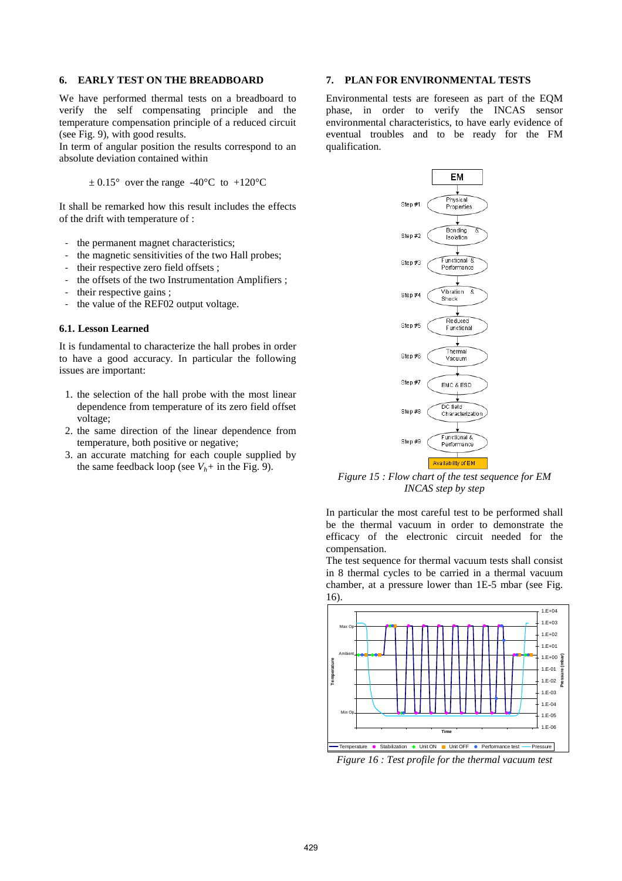## 6. EARLY TEST ON THE BREADBOARD

We have performed thermal tests on a breadboard to verify the self compensating principle and the temperature compensation principle of a reduced circuit (see Fig. 9), with good results.
In term of angular position the results correspond to an absolute deviation contained within

$\pm$ 0.15° over the range -40°C to +120°C

It shall be remarked how this result includes the effects of the drift with temperature of :

- the permanent magnet characteristics;
- the magnetic sensitivities of the two Hall probes;
- their respective zero field offsets ;
- the offsets of the two Instrumentation Amplifiers ;
- their respective gains ;
- the value of the REF02 output voltage.

### 6.1. Lesson Learned

It is fundamental to characterize the hall probes in order to have a good accuracy. In particular the following issues are important:

1. the selection of the hall probe with the most linear dependence from temperature of its zero field offset voltage;
2. the same direction of the linear dependence from temperature, both positive or negative;
3. an accurate matching for each couple supplied by the same feedback loop (see $V_h$+ in the Fig. 9).

## 7. PLAN FOR ENVIRONMENTAL TESTS

Environmental tests are foreseen as part of the EQM phase, in order to verify the INCAS sensor environmental characteristics, to have early evidence of eventual troubles and to be ready for the FM qualification.

EM
Step #1 Physical Properties
Step #2 Bonding & Isolation
Step #3 Functional & Performance
Step #4 Vibration & Shock
Step #5 Reduced Functional
Step #6 Thermal Vacuum
Step #7 EMC & ESD
Step #8 DC field Characterization
Step #9 Functional & Performance
Availability of EM

*Figure 15 : Flow chart of the test sequence for EM INCAS step by step*

In particular the most careful test to be performed shall be the thermal vacuum in order to demonstrate the efficacy of the electronic circuit needed for the compensation.
The test sequence for thermal vacuum tests shall consist in 8 thermal cycles to be carried in a thermal vacuum chamber, at a pressure lower than 1E-5 mbar (see Fig. 16).

*Figure 16 : Test profile for the thermal vacuum test*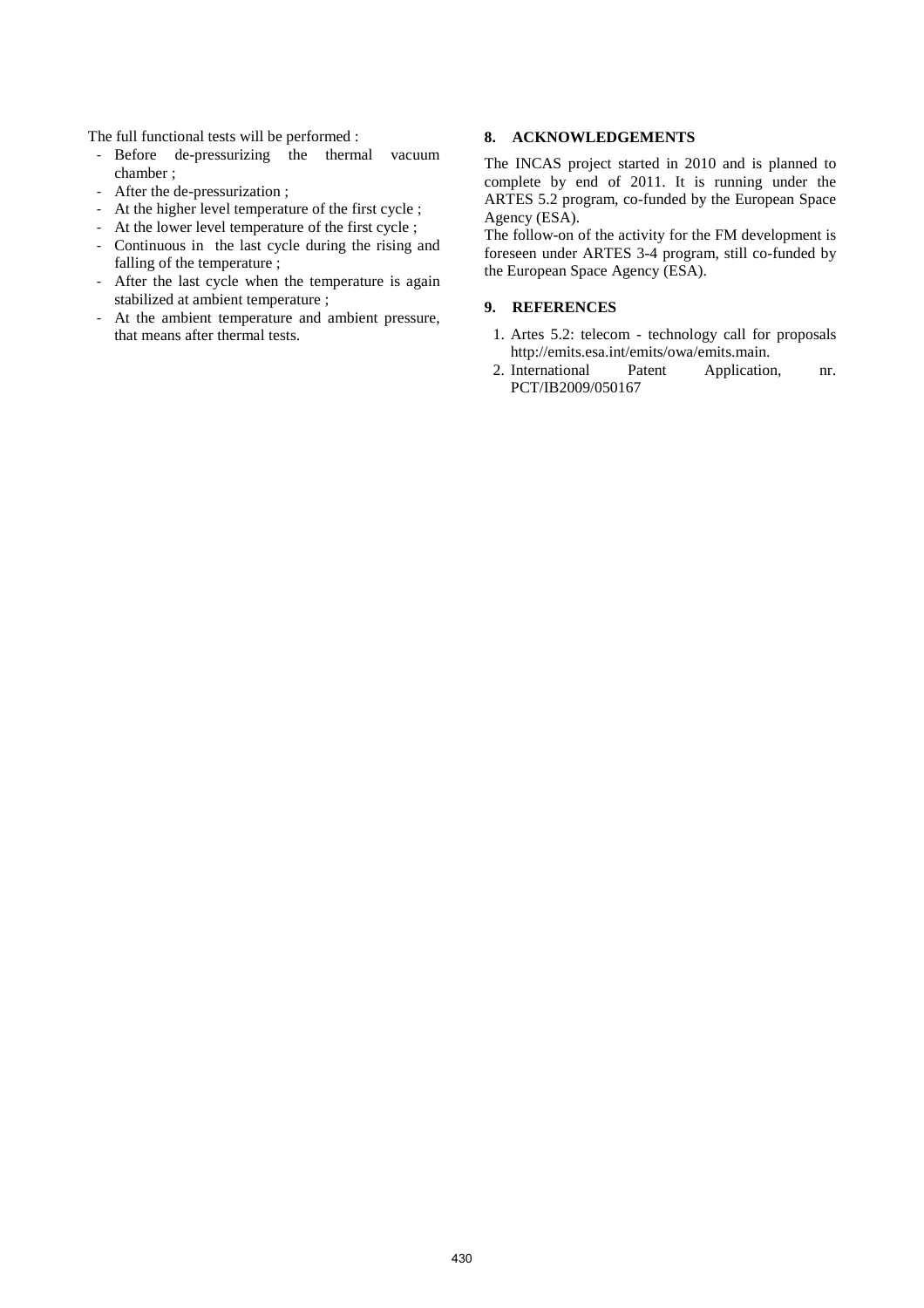The full functional tests will be performed :

- Before de-pressurizing the thermal vacuum chamber ;
- After the de-pressurization ;
- At the higher level temperature of the first cycle ;
- At the lower level temperature of the first cycle ;
- Continuous in the last cycle during the rising and falling of the temperature ;
- After the last cycle when the temperature is again stabilized at ambient temperature ;
- At the ambient temperature and ambient pressure, that means after thermal tests.

## 8. ACKNOWLEDGEMENTS

The INCAS project started in 2010 and is planned to complete by end of 2011. It is running under the ARTES 5.2 program, co-funded by the European Space Agency (ESA).

The follow-on of the activity for the FM development is foreseen under ARTES 3-4 program, still co-funded by the European Space Agency (ESA).

## 9. REFERENCES

1. Artes 5.2: telecom - technology call for proposals http://emits.esa.int/emits/owa/emits.main.
2. International Patent Application, nr. PCT/IB2009/050167